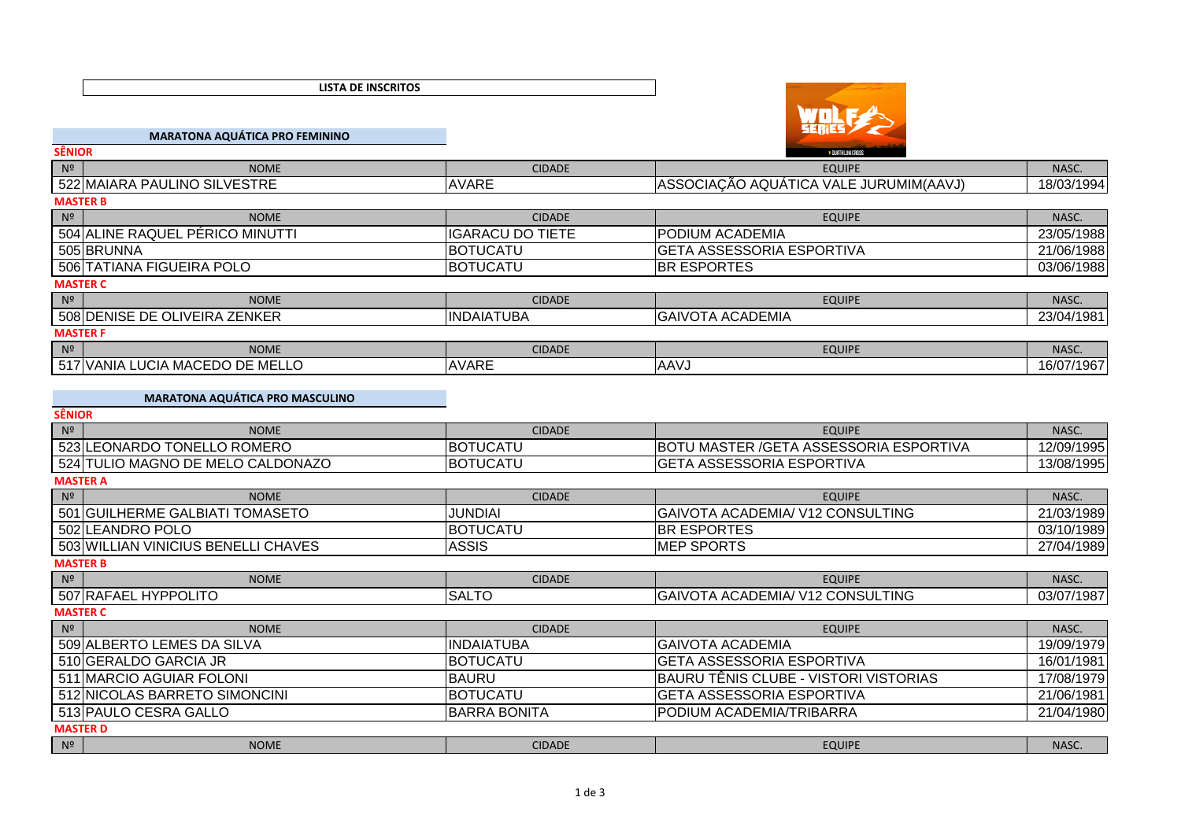# LISTA DE INSCRITOS

## MARATONA AQUÁTICA PRO FEMININO

### SÊNIOR

| Nº | NOME | CIDADE | EQUIPE | NASC. |
|---|---|---|---|---|
| 522 | MAIARA PAULINO SILVESTRE | AVARE | ASSOCIAÇÃO AQUÁTICA VALE JURUMIM(AAVJ) | 18/03/1994 |

### MASTER B

| Nº | NOME | CIDADE | EQUIPE | NASC. |
|---|---|---|---|---|
| 504 | ALINE RAQUEL PÉRICO MINUTTI | IGARACU DO TIETE | PODIUM ACADEMIA | 23/05/1988 |
| 505 | BRUNNA | BOTUCATU | GETA ASSESSORIA ESPORTIVA | 21/06/1988 |
| 506 | TATIANA FIGUEIRA POLO | BOTUCATU | BR ESPORTES | 03/06/1988 |

### MASTER C

| Nº | NOME | CIDADE | EQUIPE | NASC. |
|---|---|---|---|---|
| 508 | DENISE DE OLIVEIRA ZENKER | INDAIATUBA | GAIVOTA ACADEMIA | 23/04/1981 |

### MASTER F

| Nº | NOME | CIDADE | EQUIPE | NASC. |
|---|---|---|---|---|
| 517 | VANIA LUCIA MACEDO DE MELLO | AVARE | AAVJ | 16/07/1967 |

## MARATONA AQUÁTICA PRO MASCULINO

### SÊNIOR

| Nº | NOME | CIDADE | EQUIPE | NASC. |
|---|---|---|---|---|
| 523 | LEONARDO TONELLO ROMERO | BOTUCATU | BOTU MASTER /GETA ASSESSORIA ESPORTIVA | 12/09/1995 |
| 524 | TULIO MAGNO DE MELO CALDONAZO | BOTUCATU | GETA ASSESSORIA ESPORTIVA | 13/08/1995 |

### MASTER A

| Nº | NOME | CIDADE | EQUIPE | NASC. |
|---|---|---|---|---|
| 501 | GUILHERME GALBIATI TOMASETO | JUNDIAI | GAIVOTA ACADEMIA/ V12 CONSULTING | 21/03/1989 |
| 502 | LEANDRO POLO | BOTUCATU | BR ESPORTES | 03/10/1989 |
| 503 | WILLIAN VINICIUS BENELLI CHAVES | ASSIS | MEP SPORTS | 27/04/1989 |

### MASTER B

| Nº | NOME | CIDADE | EQUIPE | NASC. |
|---|---|---|---|---|
| 507 | RAFAEL HYPPOLITO | SALTO | GAIVOTA ACADEMIA/ V12 CONSULTING | 03/07/1987 |

### MASTER C

| Nº | NOME | CIDADE | EQUIPE | NASC. |
|---|---|---|---|---|
| 509 | ALBERTO LEMES DA SILVA | INDAIATUBA | GAIVOTA ACADEMIA | 19/09/1979 |
| 510 | GERALDO GARCIA JR | BOTUCATU | GETA ASSESSORIA ESPORTIVA | 16/01/1981 |
| 511 | MARCIO AGUIAR FOLONI | BAURU | BAURU TÊNIS CLUBE - VISTORI VISTORIAS | 17/08/1979 |
| 512 | NICOLAS BARRETO SIMONCINI | BOTUCATU | GETA ASSESSORIA ESPORTIVA | 21/06/1981 |
| 513 | PAULO CESRA GALLO | BARRA BONITA | PODIUM ACADEMIA/TRIBARRA | 21/04/1980 |

### MASTER D

| Nº | NOME | CIDADE | EQUIPE | NASC. |
|---|---|---|---|---|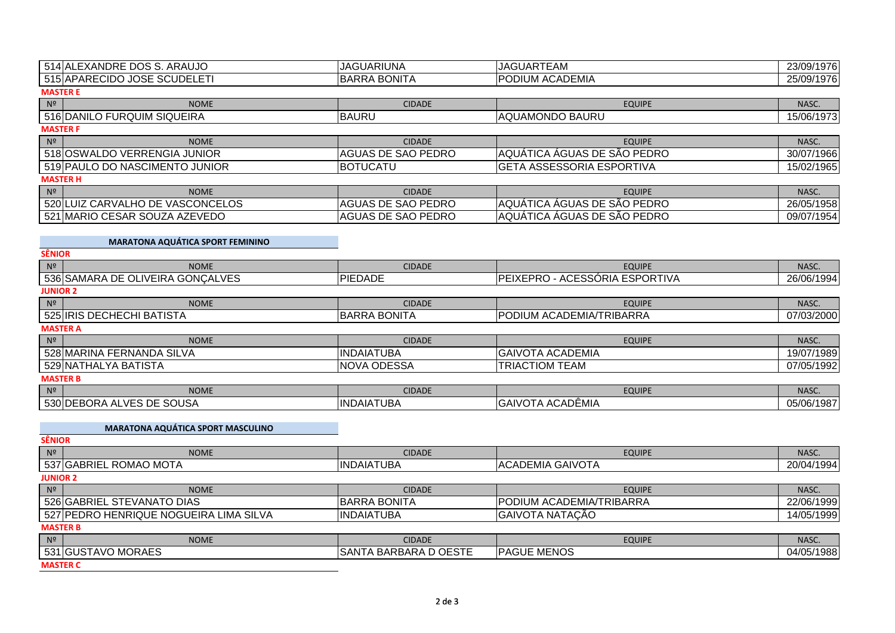| 514 | ALEXANDRE DOS S. ARAUJO | JAGUARIUNA | JAGUARTEAM | 23/09/1976 |
|---|---|---|---|---|
| 515 | APARECIDO JOSE SCUDELETI | BARRA BONITA | PODIUM ACADEMIA | 25/09/1976 |

**MASTER E**

| Nº | NOME | CIDADE | EQUIPE | NASC. |
|---|---|---|---|---|
| 516 | DANILO FURQUIM SIQUEIRA | BAURU | AQUAMONDO BAURU | 15/06/1973 |

**MASTER F**

| Nº | NOME | CIDADE | EQUIPE | NASC. |
|---|---|---|---|---|
| 518 | OSWALDO VERRENGIA JUNIOR | AGUAS DE SAO PEDRO | AQUÁTICA ÁGUAS DE SÃO PEDRO | 30/07/1966 |
| 519 | PAULO DO NASCIMENTO JUNIOR | BOTUCATU | GETA ASSESSORIA ESPORTIVA | 15/02/1965 |

**MASTER H**

| Nº | NOME | CIDADE | EQUIPE | NASC. |
|---|---|---|---|---|
| 520 | LUIZ CARVALHO DE VASCONCELOS | AGUAS DE SAO PEDRO | AQUÁTICA ÁGUAS DE SÃO PEDRO | 26/05/1958 |
| 521 | MARIO CESAR SOUZA AZEVEDO | AGUAS DE SAO PEDRO | AQUÁTICA ÁGUAS DE SÃO PEDRO | 09/07/1954 |

## MARATONA AQUÁTICA SPORT FEMININO

**SÊNIOR**

| Nº | NOME | CIDADE | EQUIPE | NASC. |
|---|---|---|---|---|
| 536 | SAMARA DE OLIVEIRA GONÇALVES | PIEDADE | PEIXEPRO - ACESSÓRIA ESPORTIVA | 26/06/1994 |

**JUNIOR 2**

| Nº | NOME | CIDADE | EQUIPE | NASC. |
|---|---|---|---|---|
| 525 | IRIS DECHECHI BATISTA | BARRA BONITA | PODIUM ACADEMIA/TRIBARRA | 07/03/2000 |

**MASTER A**

| Nº | NOME | CIDADE | EQUIPE | NASC. |
|---|---|---|---|---|
| 528 | MARINA FERNANDA SILVA | INDAIATUBA | GAIVOTA ACADEMIA | 19/07/1989 |
| 529 | NATHALYA BATISTA | NOVA ODESSA | TRIACTIOM TEAM | 07/05/1992 |

**MASTER B**

| Nº | NOME | CIDADE | EQUIPE | NASC. |
|---|---|---|---|---|
| 530 | DEBORA ALVES DE SOUSA | INDAIATUBA | GAIVOTA ACADÊMIA | 05/06/1987 |

## MARATONA AQUÁTICA SPORT MASCULINO

**SÊNIOR**

| Nº | NOME | CIDADE | EQUIPE | NASC. |
|---|---|---|---|---|
| 537 | GABRIEL ROMAO MOTA | INDAIATUBA | ACADEMIA GAIVOTA | 20/04/1994 |

**JUNIOR 2**

| Nº | NOME | CIDADE | EQUIPE | NASC. |
|---|---|---|---|---|
| 526 | GABRIEL STEVANATO DIAS | BARRA BONITA | PODIUM ACADEMIA/TRIBARRA | 22/06/1999 |
| 527 | PEDRO HENRIQUE NOGUEIRA LIMA SILVA | INDAIATUBA | GAIVOTA NATAÇÃO | 14/05/1999 |

**MASTER B**

| Nº | NOME | CIDADE | EQUIPE | NASC. |
|---|---|---|---|---|
| 531 | GUSTAVO MORAES | SANTA BARBARA D OESTE | PAGUE MENOS | 04/05/1988 |

**MASTER C**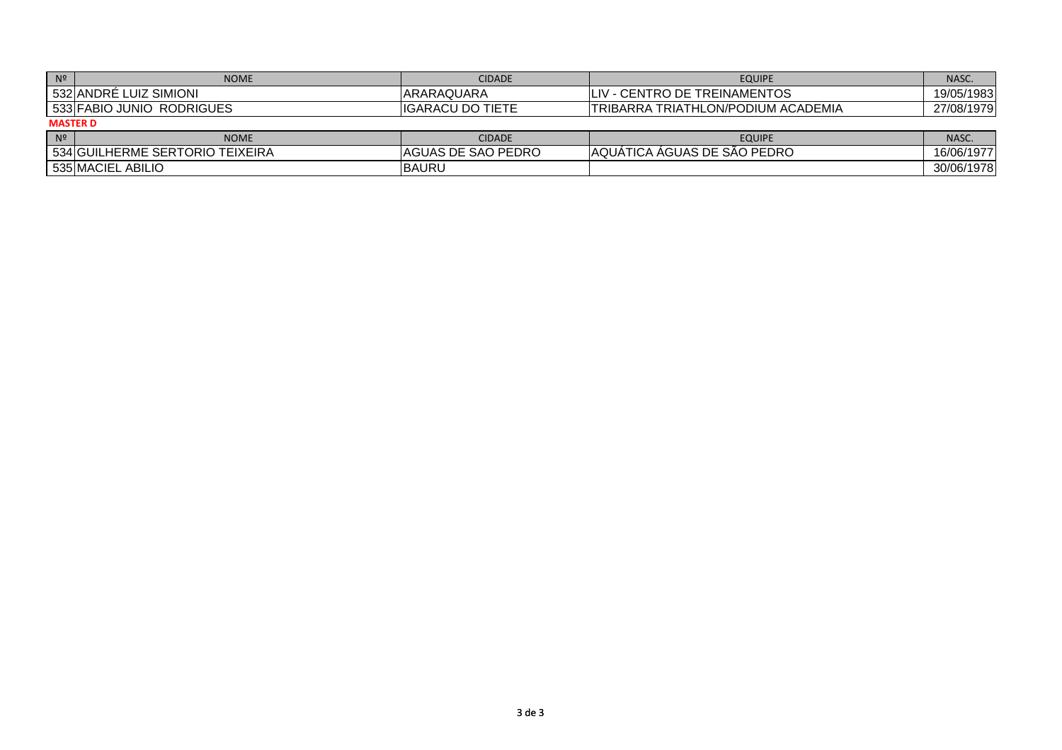| Nº | NOME | CIDADE | EQUIPE | NASC. |
|---|---|---|---|---|
| 532 | ANDRÉ LUIZ SIMIONI | ARARAQUARA | LIV - CENTRO DE TREINAMENTOS | 19/05/1983 |
| 533 | FABIO JUNIO RODRIGUES | IGARACU DO TIETE | TRIBARRA TRIATHLON/PODIUM ACADEMIA | 27/08/1979 |

**MASTER D**

| Nº | NOME | CIDADE | EQUIPE | NASC. |
|---|---|---|---|---|
| 534 | GUILHERME SERTORIO TEIXEIRA | AGUAS DE SAO PEDRO | AQUÁTICA ÁGUAS DE SÃO PEDRO | 16/06/1977 |
| 535 | MACIEL ABILIO | BAURU | | 30/06/1978 |